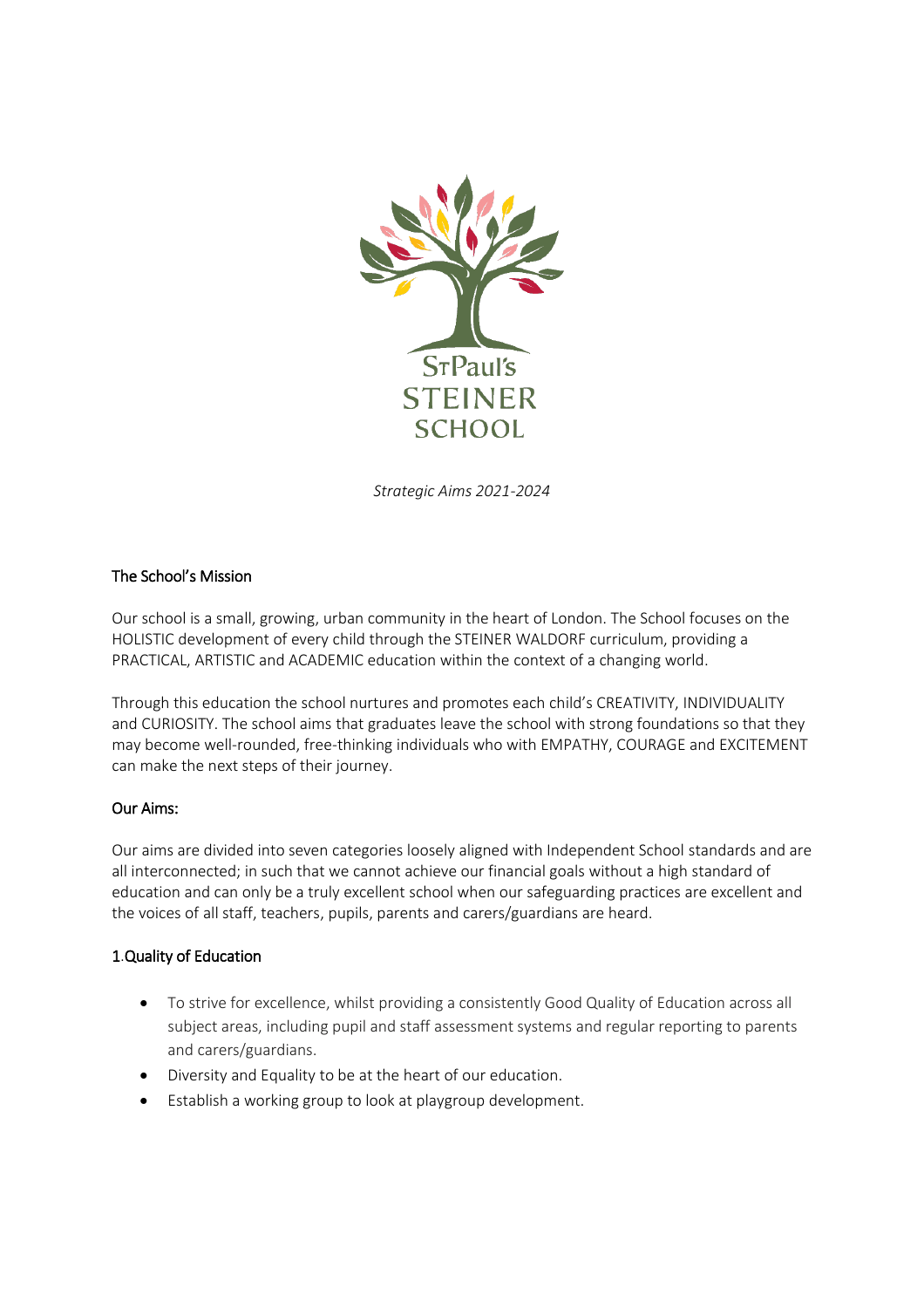St Paul's
STEINER
SCHOOL

*Strategic Aims 2021-2024*

## The School's Mission

Our school is a small, growing, urban community in the heart of London. The School focuses on the HOLISTIC development of every child through the STEINER WALDORF curriculum, providing a PRACTICAL, ARTISTIC and ACADEMIC education within the context of a changing world.

Through this education the school nurtures and promotes each child's CREATIVITY, INDIVIDUALITY and CURIOSITY. The school aims that graduates leave the school with strong foundations so that they may become well-rounded, free-thinking individuals who with EMPATHY, COURAGE and EXCITEMENT can make the next steps of their journey.

## Our Aims:

Our aims are divided into seven categories loosely aligned with Independent School standards and are all interconnected; in such that we cannot achieve our financial goals without a high standard of education and can only be a truly excellent school when our safeguarding practices are excellent and the voices of all staff, teachers, pupils, parents and carers/guardians are heard.

### 1.Quality of Education

- To strive for excellence, whilst providing a consistently Good Quality of Education across all subject areas, including pupil and staff assessment systems and regular reporting to parents and carers/guardians.
- Diversity and Equality to be at the heart of our education.
- Establish a working group to look at playgroup development.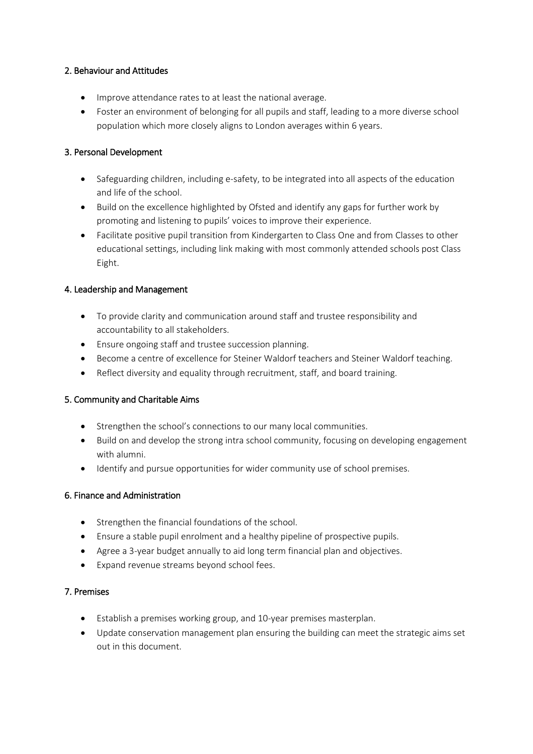## 2. Behaviour and Attitudes

- Improve attendance rates to at least the national average.
- Foster an environment of belonging for all pupils and staff, leading to a more diverse school population which more closely aligns to London averages within 6 years.

## 3. Personal Development

- Safeguarding children, including e-safety, to be integrated into all aspects of the education and life of the school.
- Build on the excellence highlighted by Ofsted and identify any gaps for further work by promoting and listening to pupils' voices to improve their experience.
- Facilitate positive pupil transition from Kindergarten to Class One and from Classes to other educational settings, including link making with most commonly attended schools post Class Eight.

## 4. Leadership and Management

- To provide clarity and communication around staff and trustee responsibility and accountability to all stakeholders.
- Ensure ongoing staff and trustee succession planning.
- Become a centre of excellence for Steiner Waldorf teachers and Steiner Waldorf teaching.
- Reflect diversity and equality through recruitment, staff, and board training.

## 5. Community and Charitable Aims

- Strengthen the school's connections to our many local communities.
- Build on and develop the strong intra school community, focusing on developing engagement with alumni.
- Identify and pursue opportunities for wider community use of school premises.

## 6. Finance and Administration

- Strengthen the financial foundations of the school.
- Ensure a stable pupil enrolment and a healthy pipeline of prospective pupils.
- Agree a 3-year budget annually to aid long term financial plan and objectives.
- Expand revenue streams beyond school fees.

## 7. Premises

- Establish a premises working group, and 10-year premises masterplan.
- Update conservation management plan ensuring the building can meet the strategic aims set out in this document.